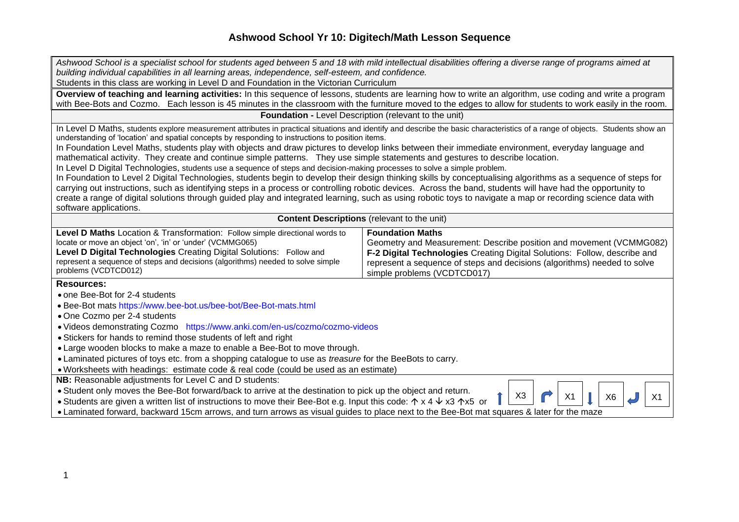# Ashwood School Yr 10: Digitech/Math Lesson Sequence

*Ashwood School is a specialist school for students aged between 5 and 18 with mild intellectual disabilities offering a diverse range of programs aimed at building individual capabilities in all learning areas, independence, self-esteem, and confidence.*

Students in this class are working in Level D and Foundation in the Victorian Curriculum

**Overview of teaching and learning activities:** In this sequence of lessons, students are learning how to write an algorithm, use coding and write a program with Bee-Bots and Cozmo. Each lesson is 45 minutes in the classroom with the furniture moved to the edges to allow for students to work easily in the room.

**Foundation -** Level Description (relevant to the unit)

In Level D Maths, students explore measurement attributes in practical situations and identify and describe the basic characteristics of a range of objects. Students show an understanding of 'location' and spatial concepts by responding to instructions to position items.

In Foundation Level Maths, students play with objects and draw pictures to develop links between their immediate environment, everyday language and mathematical activity. They create and continue simple patterns. They use simple statements and gestures to describe location.

In Level D Digital Technologies, students use a sequence of steps and decision-making processes to solve a simple problem.

In Foundation to Level 2 Digital Technologies, students begin to develop their design thinking skills by conceptualising algorithms as a sequence of steps for carrying out instructions, such as identifying steps in a process or controlling robotic devices. Across the band, students will have had the opportunity to create a range of digital solutions through guided play and integrated learning, such as using robotic toys to navigate a map or recording science data with software applications.

**Content Descriptions** (relevant to the unit)

| | |
|---|---|
| **Level D Maths** Location & Transformation: Follow simple directional words to locate or move an object 'on', 'in' or 'under' (VCMMG065)<br>**Level D Digital Technologies** Creating Digital Solutions: Follow and represent a sequence of steps and decisions (algorithms) needed to solve simple problems (VCDTCD012) | **Foundation Maths**<br>Geometry and Measurement: Describe position and movement (VCMMG082)<br>**F-2 Digital Technologies** Creating Digital Solutions: Follow, describe and represent a sequence of steps and decisions (algorithms) needed to solve simple problems (VCDTCD017) |

**Resources:**

- one Bee-Bot for 2-4 students
- Bee-Bot mats https://www.bee-bot.us/bee-bot/Bee-Bot-mats.html
- One Cozmo per 2-4 students
- Videos demonstrating Cozmo https://www.anki.com/en-us/cozmo/cozmo-videos
- Stickers for hands to remind those students of left and right
- Large wooden blocks to make a maze to enable a Bee-Bot to move through.
- Laminated pictures of toys etc. from a shopping catalogue to use as *treasure* for the BeeBots to carry.
- Worksheets with headings: estimate code & real code (could be used as an estimate)

**NB:** Reasonable adjustments for Level C and D students:

- Student only moves the Bee-Bot forward/back to arrive at the destination to pick up the object and return.
- Students are given a written list of instructions to move their Bee-Bot e.g. Input this code: ↑ x 4 ↓ x3 ↑x5 or ↑ X3 ↱ X1 ↓ X6 ↲ X1
- Laminated forward, backward 15cm arrows, and turn arrows as visual guides to place next to the Bee-Bot mat squares & later for the maze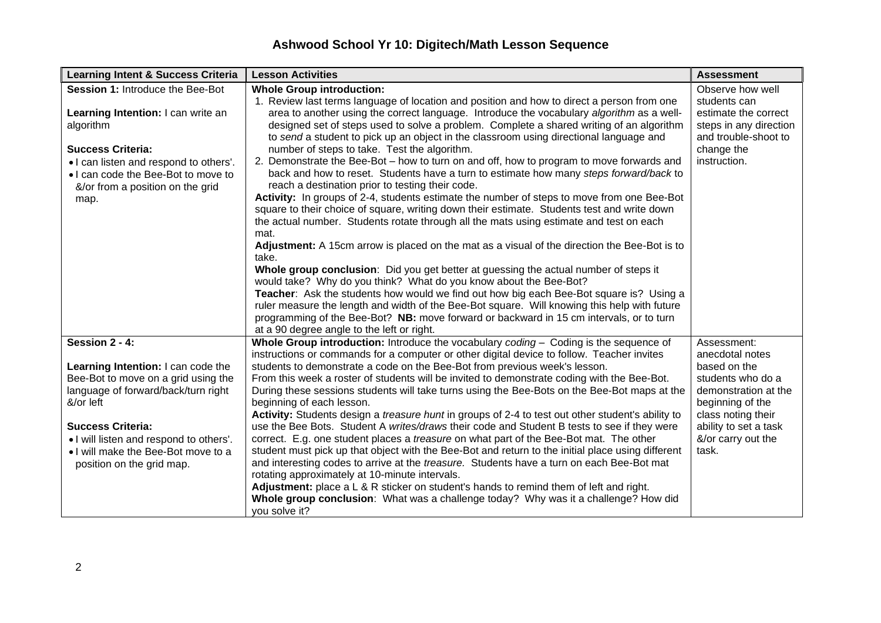# Ashwood School Yr 10: Digitech/Math Lesson Sequence

| Learning Intent & Success Criteria | Lesson Activities | Assessment |
| --- | --- | --- |
| **Session 1:** Introduce the Bee-Bot<br><br>**Learning Intention:** I can write an algorithm<br><br>**Success Criteria:**<br>• I can listen and respond to others'.<br>• I can code the Bee-Bot to move to &/or from a position on the grid map. | **Whole Group introduction:**<br>1. Review last terms language of location and position and how to direct a person from one area to another using the correct language. Introduce the vocabulary *algorithm* as a well-designed set of steps used to solve a problem. Complete a shared writing of an algorithm to *send* a student to pick up an object in the classroom using directional language and number of steps to take. Test the algorithm.<br>2. Demonstrate the Bee-Bot – how to turn on and off, how to program to move forwards and back and how to reset. Students have a turn to estimate how many *steps forward/back* to reach a destination prior to testing their code.<br>**Activity:** In groups of 2-4, students estimate the number of steps to move from one Bee-Bot square to their choice of square, writing down their estimate. Students test and write down the actual number. Students rotate through all the mats using estimate and test on each mat.<br>**Adjustment:** A 15cm arrow is placed on the mat as a visual of the direction the Bee-Bot is to take.<br>**Whole group conclusion**: Did you get better at guessing the actual number of steps it would take? Why do you think? What do you know about the Bee-Bot?<br>**Teacher**: Ask the students how would we find out how big each Bee-Bot square is? Using a ruler measure the length and width of the Bee-Bot square. Will knowing this help with future programming of the Bee-Bot? **NB:** move forward or backward in 15 cm intervals, or to turn at a 90 degree angle to the left or right. | Observe how well students can estimate the correct steps in any direction and trouble-shoot to change the instruction. |
| **Session 2 - 4:**<br><br>**Learning Intention:** I can code the Bee-Bot to move on a grid using the language of forward/back/turn right &/or left<br><br>**Success Criteria:**<br>• I will listen and respond to others'.<br>• I will make the Bee-Bot move to a position on the grid map. | **Whole Group introduction:** Introduce the vocabulary *coding* – Coding is the sequence of instructions or commands for a computer or other digital device to follow. Teacher invites students to demonstrate a code on the Bee-Bot from previous week's lesson.<br>From this week a roster of students will be invited to demonstrate coding with the Bee-Bot. During these sessions students will take turns using the Bee-Bots on the Bee-Bot maps at the beginning of each lesson.<br>**Activity:** Students design a *treasure hunt* in groups of 2-4 to test out other student's ability to use the Bee Bots. Student A *writes/draws* their code and Student B tests to see if they were correct. E.g. one student places a *treasure* on what part of the Bee-Bot mat. The other student must pick up that object with the Bee-Bot and return to the initial place using different and interesting codes to arrive at the *treasure.* Students have a turn on each Bee-Bot mat rotating approximately at 10-minute intervals.<br>**Adjustment:** place a L & R sticker on student's hands to remind them of left and right.<br>**Whole group conclusion**: What was a challenge today? Why was it a challenge? How did you solve it? | Assessment: anecdotal notes based on the students who do a demonstration at the beginning of the class noting their ability to set a task &/or carry out the task. |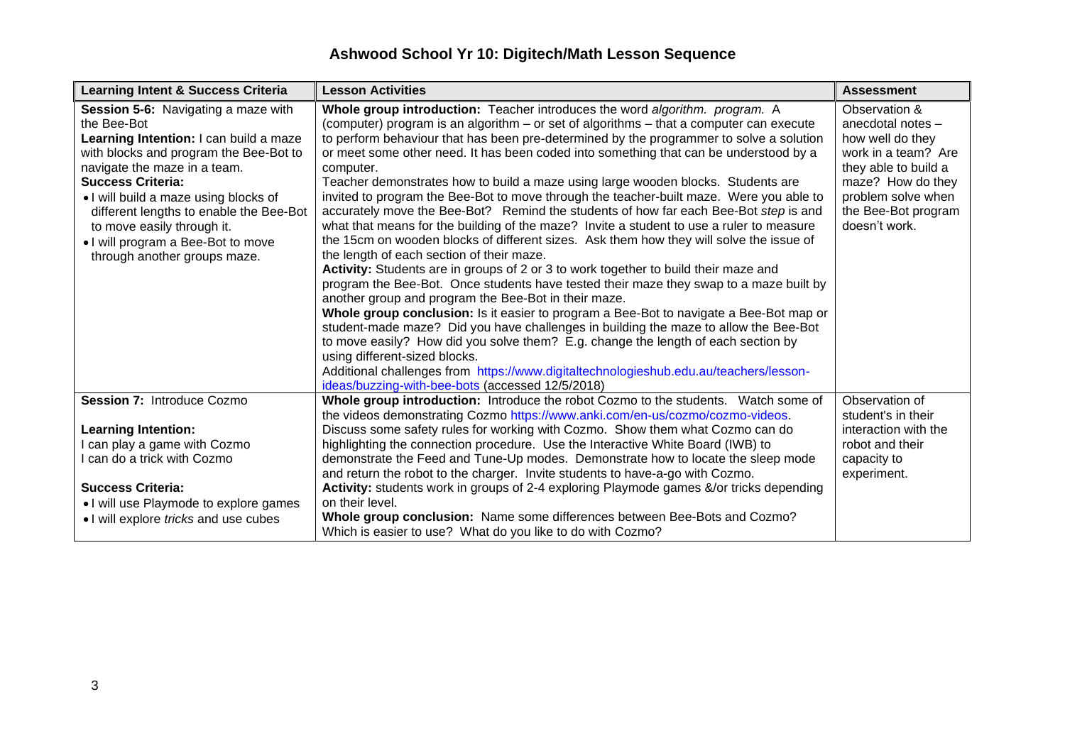# Ashwood School Yr 10: Digitech/Math Lesson Sequence

| Learning Intent & Success Criteria | Lesson Activities | Assessment |
|---|---|---|
| **Session 5-6:** Navigating a maze with the Bee-Bot<br>**Learning Intention:** I can build a maze with blocks and program the Bee-Bot to navigate the maze in a team.<br>**Success Criteria:**<br>• I will build a maze using blocks of different lengths to enable the Bee-Bot to move easily through it.<br>• I will program a Bee-Bot to move through another groups maze. | **Whole group introduction:** Teacher introduces the word *algorithm. program.* A (computer) program is an algorithm – or set of algorithms – that a computer can execute to perform behaviour that has been pre-determined by the programmer to solve a solution or meet some other need. It has been coded into something that can be understood by a computer.<br>Teacher demonstrates how to build a maze using large wooden blocks. Students are invited to program the Bee-Bot to move through the teacher-built maze. Were you able to accurately move the Bee-Bot? Remind the students of how far each Bee-Bot *step* is and what that means for the building of the maze? Invite a student to use a ruler to measure the 15cm on wooden blocks of different sizes. Ask them how they will solve the issue of the length of each section of their maze.<br>**Activity:** Students are in groups of 2 or 3 to work together to build their maze and program the Bee-Bot. Once students have tested their maze they swap to a maze built by another group and program the Bee-Bot in their maze.<br>**Whole group conclusion:** Is it easier to program a Bee-Bot to navigate a Bee-Bot map or student-made maze? Did you have challenges in building the maze to allow the Bee-Bot to move easily? How did you solve them? E.g. change the length of each section by using different-sized blocks.<br>Additional challenges from https://www.digitaltechnologieshub.edu.au/teachers/lesson-ideas/buzzing-with-bee-bots (accessed 12/5/2018) | Observation & anecdotal notes – how well do they work in a team? Are they able to build a maze? How do they problem solve when the Bee-Bot program doesn't work. |
| **Session 7:** Introduce Cozmo<br><br>**Learning Intention:**<br>I can play a game with Cozmo<br>I can do a trick with Cozmo<br><br>**Success Criteria:**<br>• I will use Playmode to explore games<br>• I will explore *tricks* and use cubes | **Whole group introduction:** Introduce the robot Cozmo to the students. Watch some of the videos demonstrating Cozmo https://www.anki.com/en-us/cozmo/cozmo-videos. Discuss some safety rules for working with Cozmo. Show them what Cozmo can do highlighting the connection procedure. Use the Interactive White Board (IWB) to demonstrate the Feed and Tune-Up modes. Demonstrate how to locate the sleep mode and return the robot to the charger. Invite students to have-a-go with Cozmo.<br>**Activity:** students work in groups of 2-4 exploring Playmode games &/or tricks depending on their level.<br>**Whole group conclusion:** Name some differences between Bee-Bots and Cozmo? Which is easier to use? What do you like to do with Cozmo? | Observation of student's in their interaction with the robot and their capacity to experiment. |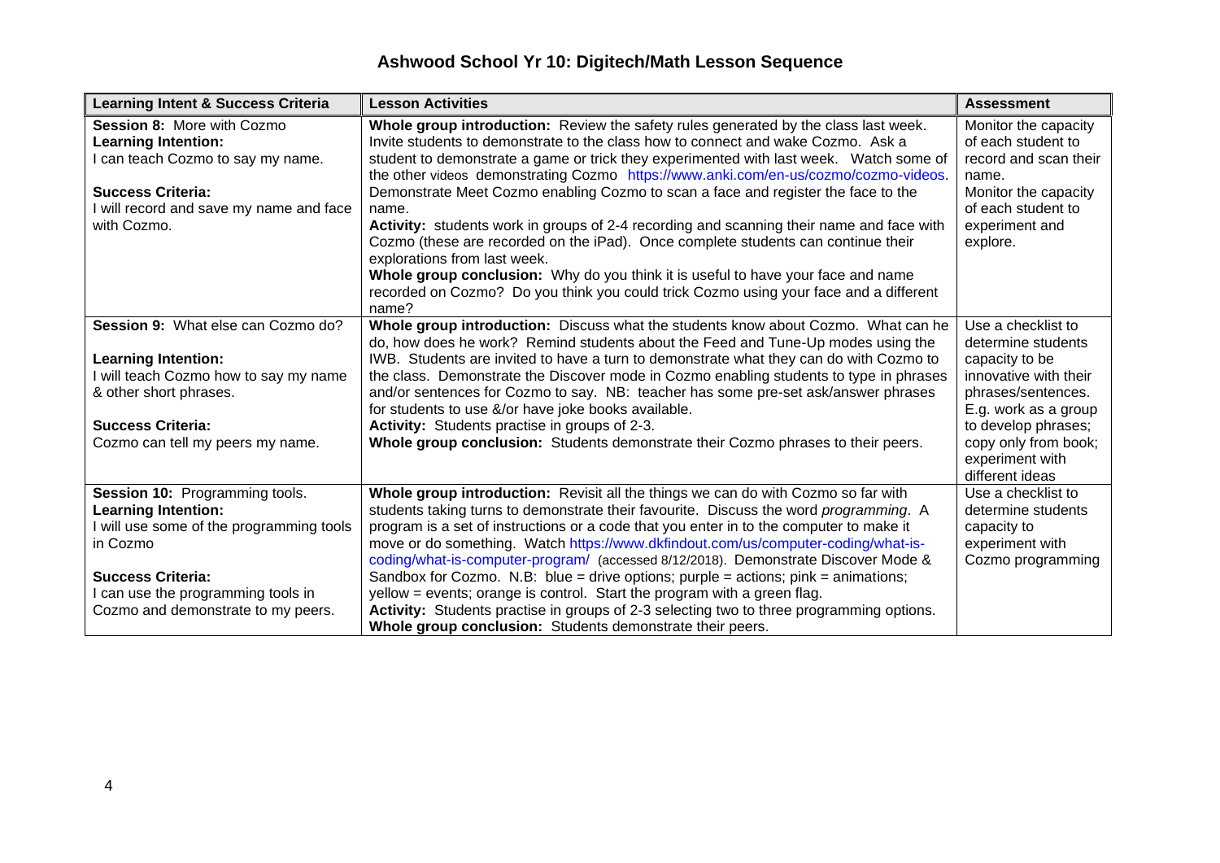# Ashwood School Yr 10: Digitech/Math Lesson Sequence

| Learning Intent & Success Criteria | Lesson Activities | Assessment |
|---|---|---|
| **Session 8:** More with Cozmo<br>**Learning Intention:**<br>I can teach Cozmo to say my name.<br><br>**Success Criteria:**<br>I will record and save my name and face with Cozmo. | **Whole group introduction:** Review the safety rules generated by the class last week. Invite students to demonstrate to the class how to connect and wake Cozmo. Ask a student to demonstrate a game or trick they experimented with last week. Watch some of the other videos demonstrating Cozmo https://www.anki.com/en-us/cozmo/cozmo-videos. Demonstrate Meet Cozmo enabling Cozmo to scan a face and register the face to the name.<br>**Activity:** students work in groups of 2-4 recording and scanning their name and face with Cozmo (these are recorded on the iPad). Once complete students can continue their explorations from last week.<br>**Whole group conclusion:** Why do you think it is useful to have your face and name recorded on Cozmo? Do you think you could trick Cozmo using your face and a different name? | Monitor the capacity of each student to record and scan their name.<br>Monitor the capacity of each student to experiment and explore. |
| **Session 9:** What else can Cozmo do?<br><br>**Learning Intention:**<br>I will teach Cozmo how to say my name & other short phrases.<br><br>**Success Criteria:**<br>Cozmo can tell my peers my name. | **Whole group introduction:** Discuss what the students know about Cozmo. What can he do, how does he work? Remind students about the Feed and Tune-Up modes using the IWB. Students are invited to have a turn to demonstrate what they can do with Cozmo to the class. Demonstrate the Discover mode in Cozmo enabling students to type in phrases and/or sentences for Cozmo to say. NB: teacher has some pre-set ask/answer phrases for students to use &/or have joke books available.<br>**Activity:** Students practise in groups of 2-3.<br>**Whole group conclusion:** Students demonstrate their Cozmo phrases to their peers. | Use a checklist to determine students capacity to be innovative with their phrases/sentences. E.g. work as a group to develop phrases; copy only from book; experiment with different ideas |
| **Session 10:** Programming tools.<br>**Learning Intention:**<br>I will use some of the programming tools in Cozmo<br><br>**Success Criteria:**<br>I can use the programming tools in Cozmo and demonstrate to my peers. | **Whole group introduction:** Revisit all the things we can do with Cozmo so far with students taking turns to demonstrate their favourite. Discuss the word *programming*. A program is a set of instructions or a code that you enter in to the computer to make it move or do something. Watch https://www.dkfindout.com/us/computer-coding/what-is-coding/what-is-computer-program/ (accessed 8/12/2018). Demonstrate Discover Mode & Sandbox for Cozmo. N.B: blue = drive options; purple = actions; pink = animations; yellow = events; orange is control. Start the program with a green flag.<br>**Activity:** Students practise in groups of 2-3 selecting two to three programming options.<br>**Whole group conclusion:** Students demonstrate their peers. | Use a checklist to determine students capacity to experiment with Cozmo programming |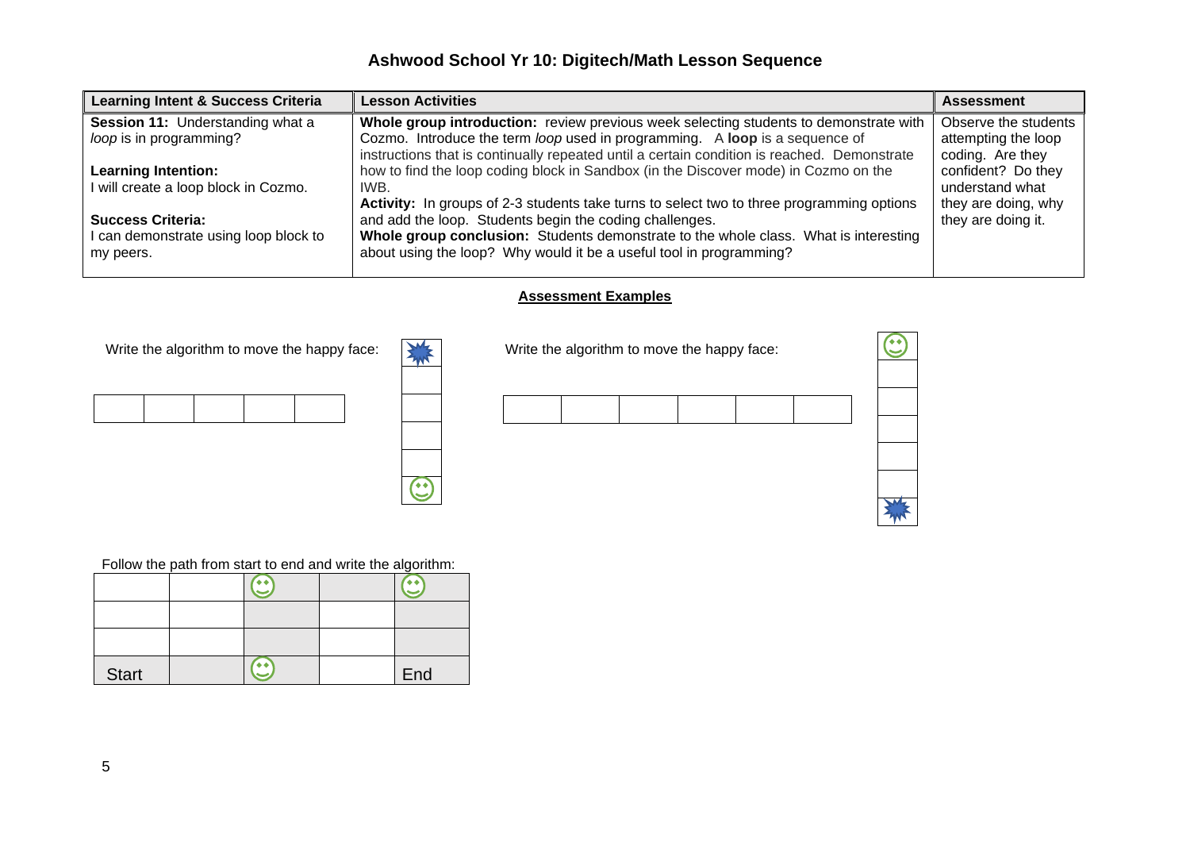# Ashwood School Yr 10: Digitech/Math Lesson Sequence

| Learning Intent & Success Criteria | Lesson Activities | Assessment |
|---|---|---|
| **Session 11:** Understanding what a *loop* is in programming?<br><br>**Learning Intention:**<br>I will create a loop block in Cozmo.<br><br>**Success Criteria:**<br>I can demonstrate using loop block to my peers. | **Whole group introduction:** review previous week selecting students to demonstrate with Cozmo. Introduce the term *loop* used in programming. A **loop** is a sequence of instructions that is continually repeated until a certain condition is reached. Demonstrate how to find the loop coding block in Sandbox (in the Discover mode) in Cozmo on the IWB.<br>**Activity:** In groups of 2-3 students take turns to select two to three programming options and add the loop. Students begin the coding challenges.<br>**Whole group conclusion:** Students demonstrate to the whole class. What is interesting about using the loop? Why would it be a useful tool in programming? | Observe the students attempting the loop coding. Are they confident? Do they understand what they are doing, why they are doing it. |

**Assessment Examples**

Write the algorithm to move the happy face:

| | | | | |
|---|---|---|---|---|
| | | | | |

Write the algorithm to move the happy face:

| | | | | | |
|---|---|---|---|---|---|
| | | | | | |

Follow the path from start to end and write the algorithm:

| | | | | |
|---|---|---|---|---|
| | | ☺ | | ☺ |
| | | | | |
| | | | | |
| Start | | ☺ | | End |